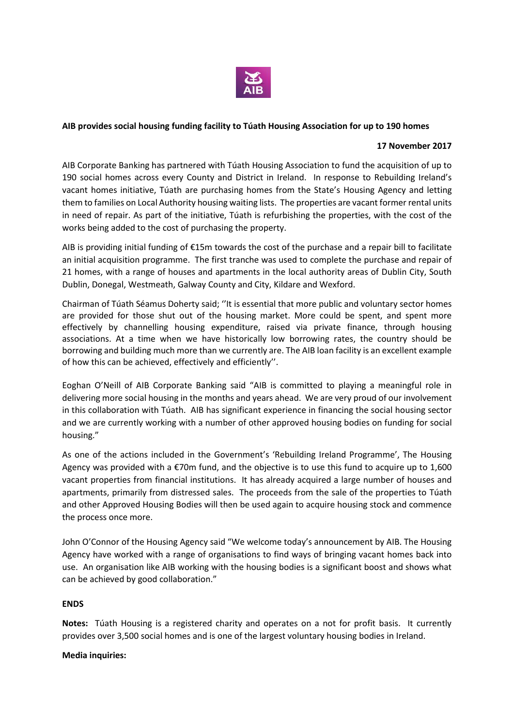**AIB provides social housing funding facility to Túath Housing Association for up to 190 homes**

**17 November 2017**

AIB Corporate Banking has partnered with Túath Housing Association to fund the acquisition of up to 190 social homes across every County and District in Ireland. In response to Rebuilding Ireland's vacant homes initiative, Túath are purchasing homes from the State's Housing Agency and letting them to families on Local Authority housing waiting lists. The properties are vacant former rental units in need of repair. As part of the initiative, Túath is refurbishing the properties, with the cost of the works being added to the cost of purchasing the property.

AIB is providing initial funding of €15m towards the cost of the purchase and a repair bill to facilitate an initial acquisition programme. The first tranche was used to complete the purchase and repair of 21 homes, with a range of houses and apartments in the local authority areas of Dublin City, South Dublin, Donegal, Westmeath, Galway County and City, Kildare and Wexford.

Chairman of Túath Séamus Doherty said; ''It is essential that more public and voluntary sector homes are provided for those shut out of the housing market. More could be spent, and spent more effectively by channelling housing expenditure, raised via private finance, through housing associations. At a time when we have historically low borrowing rates, the country should be borrowing and building much more than we currently are. The AIB loan facility is an excellent example of how this can be achieved, effectively and efficiently''.

Eoghan O'Neill of AIB Corporate Banking said "AIB is committed to playing a meaningful role in delivering more social housing in the months and years ahead. We are very proud of our involvement in this collaboration with Túath. AIB has significant experience in financing the social housing sector and we are currently working with a number of other approved housing bodies on funding for social housing."

As one of the actions included in the Government's 'Rebuilding Ireland Programme', The Housing Agency was provided with a €70m fund, and the objective is to use this fund to acquire up to 1,600 vacant properties from financial institutions. It has already acquired a large number of houses and apartments, primarily from distressed sales. The proceeds from the sale of the properties to Túath and other Approved Housing Bodies will then be used again to acquire housing stock and commence the process once more.

John O'Connor of the Housing Agency said "We welcome today's announcement by AIB. The Housing Agency have worked with a range of organisations to find ways of bringing vacant homes back into use. An organisation like AIB working with the housing bodies is a significant boost and shows what can be achieved by good collaboration."

**ENDS**

**Notes:** Túath Housing is a registered charity and operates on a not for profit basis. It currently provides over 3,500 social homes and is one of the largest voluntary housing bodies in Ireland.

**Media inquiries:**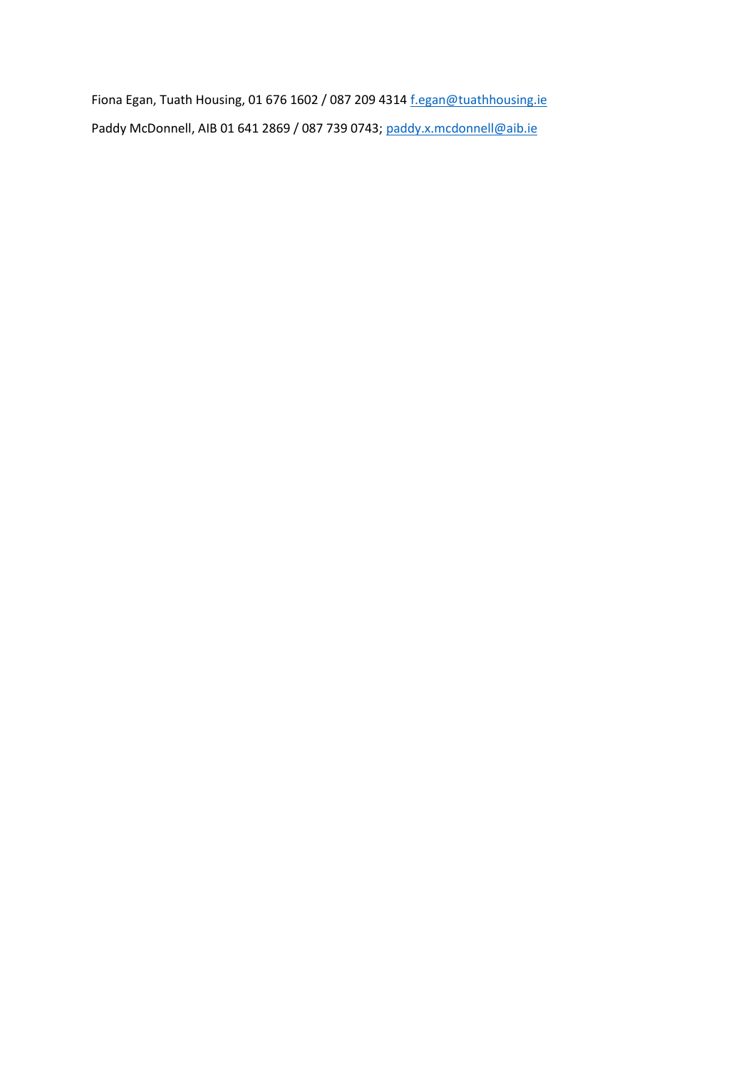Fiona Egan, Tuath Housing, 01 676 1602 / 087 209 4314 f.egan@tuathhousing.ie

Paddy McDonnell, AIB 01 641 2869 / 087 739 0743; paddy.x.mcdonnell@aib.ie